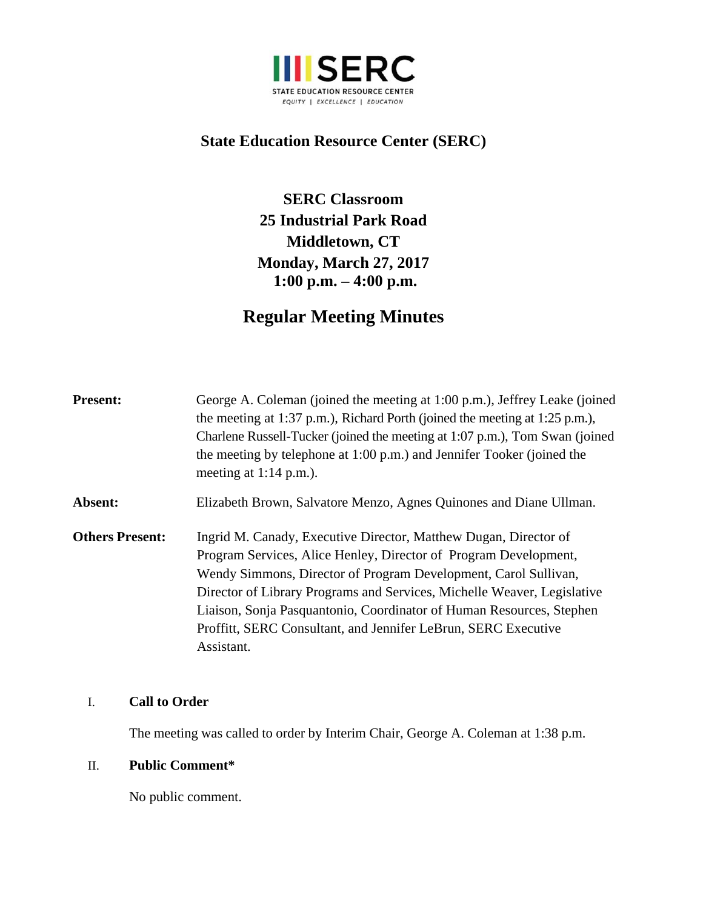STATE EDUCATION RESOURCE CENTER

EQUITY | EXCELLENCE | EDUCATION

# State Education Resource Center (SERC)

**SERC Classroom**
**25 Industrial Park Road**
**Middletown, CT**
**Monday, March 27, 2017**
**1:00 p.m. – 4:00 p.m.**

## Regular Meeting Minutes

**Present:** George A. Coleman (joined the meeting at 1:00 p.m.), Jeffrey Leake (joined the meeting at 1:37 p.m.), Richard Porth (joined the meeting at 1:25 p.m.), Charlene Russell-Tucker (joined the meeting at 1:07 p.m.), Tom Swan (joined the meeting by telephone at 1:00 p.m.) and Jennifer Tooker (joined the meeting at 1:14 p.m.).

**Absent:** Elizabeth Brown, Salvatore Menzo, Agnes Quinones and Diane Ullman.

**Others Present:** Ingrid M. Canady, Executive Director, Matthew Dugan, Director of Program Services, Alice Henley, Director of Program Development, Wendy Simmons, Director of Program Development, Carol Sullivan, Director of Library Programs and Services, Michelle Weaver, Legislative Liaison, Sonja Pasquantonio, Coordinator of Human Resources, Stephen Proffitt, SERC Consultant, and Jennifer LeBrun, SERC Executive Assistant.

I. **Call to Order**

The meeting was called to order by Interim Chair, George A. Coleman at 1:38 p.m.

II. **Public Comment***

No public comment.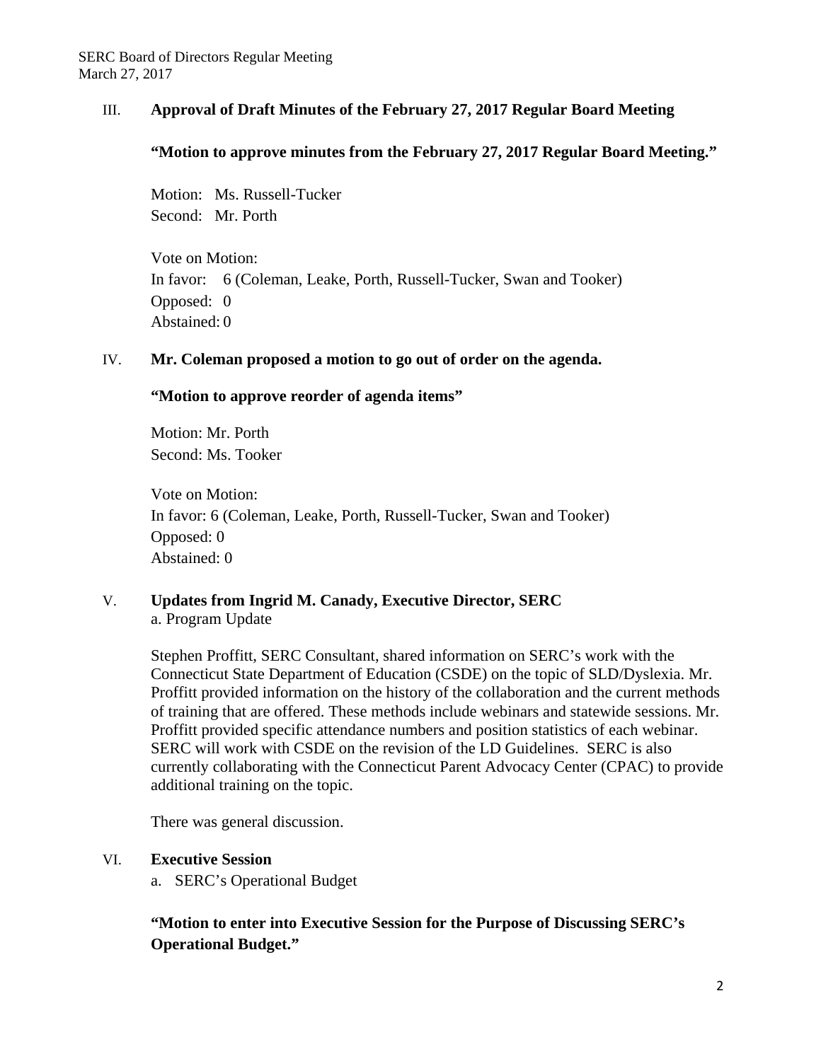III. **Approval of Draft Minutes of the February 27, 2017 Regular Board Meeting**

**"Motion to approve minutes from the February 27, 2017 Regular Board Meeting."**

Motion: Ms. Russell-Tucker
Second: Mr. Porth

Vote on Motion:
In favor: 6 (Coleman, Leake, Porth, Russell-Tucker, Swan and Tooker)
Opposed: 0
Abstained: 0

IV. **Mr. Coleman proposed a motion to go out of order on the agenda.**

**"Motion to approve reorder of agenda items"**

Motion: Mr. Porth
Second: Ms. Tooker

Vote on Motion:
In favor: 6 (Coleman, Leake, Porth, Russell-Tucker, Swan and Tooker)
Opposed: 0
Abstained: 0

V. **Updates from Ingrid M. Canady, Executive Director, SERC**
a. Program Update

Stephen Proffitt, SERC Consultant, shared information on SERC's work with the Connecticut State Department of Education (CSDE) on the topic of SLD/Dyslexia. Mr. Proffitt provided information on the history of the collaboration and the current methods of training that are offered. These methods include webinars and statewide sessions. Mr. Proffitt provided specific attendance numbers and position statistics of each webinar. SERC will work with CSDE on the revision of the LD Guidelines. SERC is also currently collaborating with the Connecticut Parent Advocacy Center (CPAC) to provide additional training on the topic.

There was general discussion.

VI. **Executive Session**
a. SERC's Operational Budget

**"Motion to enter into Executive Session for the Purpose of Discussing SERC's Operational Budget."**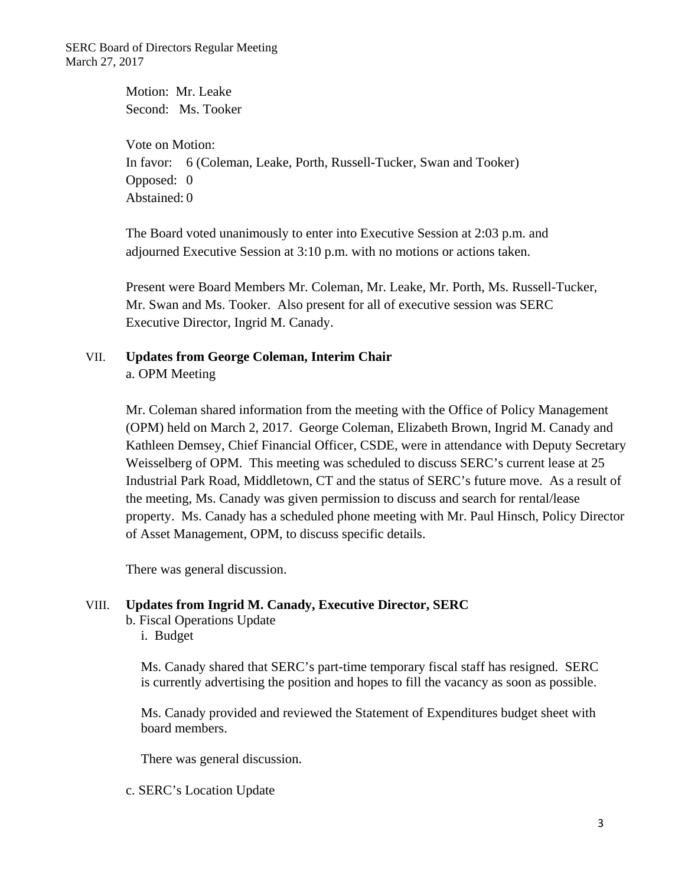Motion: Mr. Leake
Second: Ms. Tooker

Vote on Motion:
In favor: 6 (Coleman, Leake, Porth, Russell-Tucker, Swan and Tooker)
Opposed: 0
Abstained: 0

The Board voted unanimously to enter into Executive Session at 2:03 p.m. and adjourned Executive Session at 3:10 p.m. with no motions or actions taken.

Present were Board Members Mr. Coleman, Mr. Leake, Mr. Porth, Ms. Russell-Tucker, Mr. Swan and Ms. Tooker. Also present for all of executive session was SERC Executive Director, Ingrid M. Canady.

VII. **Updates from George Coleman, Interim Chair**

a. OPM Meeting

Mr. Coleman shared information from the meeting with the Office of Policy Management (OPM) held on March 2, 2017. George Coleman, Elizabeth Brown, Ingrid M. Canady and Kathleen Demsey, Chief Financial Officer, CSDE, were in attendance with Deputy Secretary Weisselberg of OPM. This meeting was scheduled to discuss SERC's current lease at 25 Industrial Park Road, Middletown, CT and the status of SERC's future move. As a result of the meeting, Ms. Canady was given permission to discuss and search for rental/lease property. Ms. Canady has a scheduled phone meeting with Mr. Paul Hinsch, Policy Director of Asset Management, OPM, to discuss specific details.

There was general discussion.

VIII. **Updates from Ingrid M. Canady, Executive Director, SERC**

b. Fiscal Operations Update

i. Budget

Ms. Canady shared that SERC's part-time temporary fiscal staff has resigned. SERC is currently advertising the position and hopes to fill the vacancy as soon as possible.

Ms. Canady provided and reviewed the Statement of Expenditures budget sheet with board members.

There was general discussion.

c. SERC's Location Update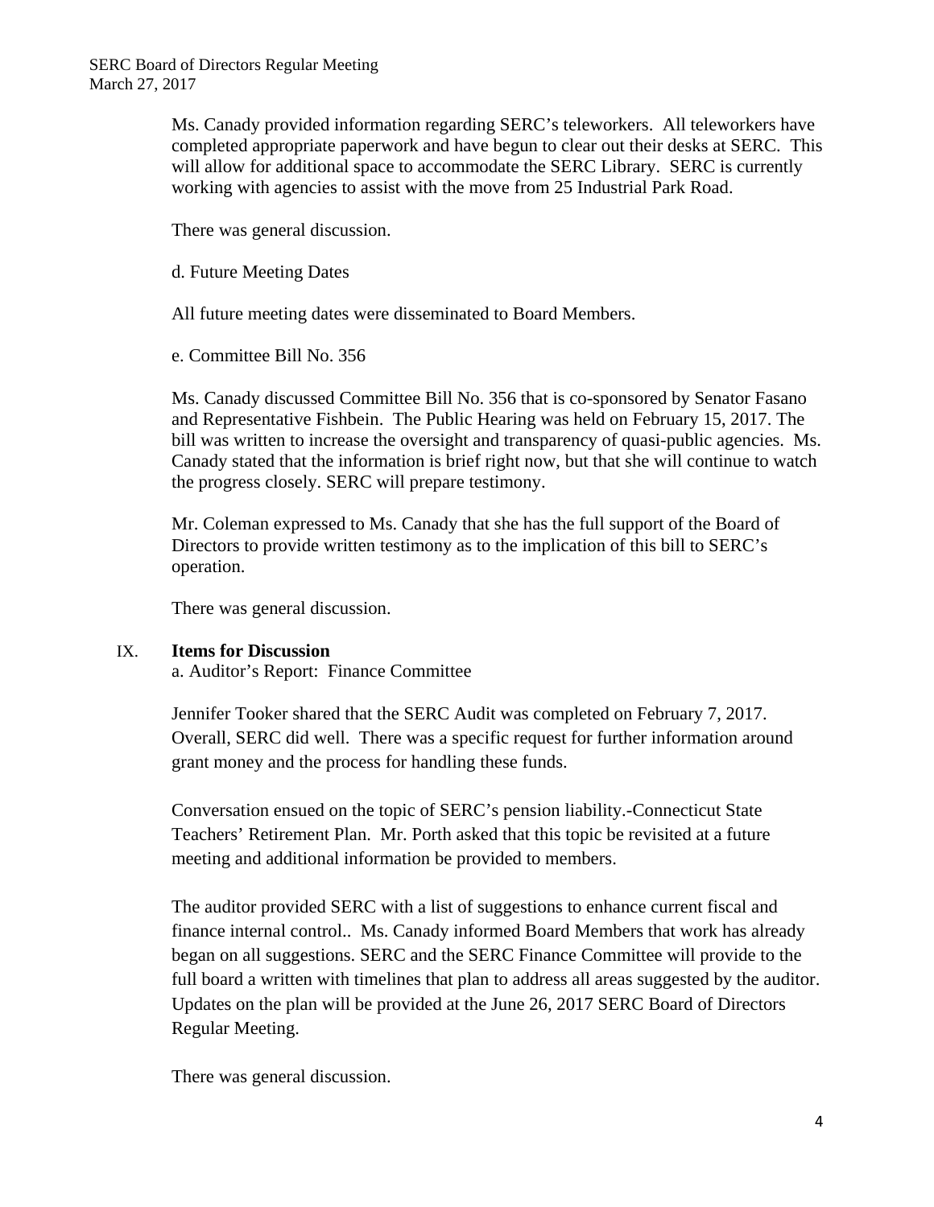Ms. Canady provided information regarding SERC's teleworkers. All teleworkers have completed appropriate paperwork and have begun to clear out their desks at SERC. This will allow for additional space to accommodate the SERC Library. SERC is currently working with agencies to assist with the move from 25 Industrial Park Road.

There was general discussion.

d. Future Meeting Dates

All future meeting dates were disseminated to Board Members.

e. Committee Bill No. 356

Ms. Canady discussed Committee Bill No. 356 that is co-sponsored by Senator Fasano and Representative Fishbein. The Public Hearing was held on February 15, 2017. The bill was written to increase the oversight and transparency of quasi-public agencies. Ms. Canady stated that the information is brief right now, but that she will continue to watch the progress closely. SERC will prepare testimony.

Mr. Coleman expressed to Ms. Canady that she has the full support of the Board of Directors to provide written testimony as to the implication of this bill to SERC's operation.

There was general discussion.

IX. **Items for Discussion**

a. Auditor's Report: Finance Committee

Jennifer Tooker shared that the SERC Audit was completed on February 7, 2017. Overall, SERC did well. There was a specific request for further information around grant money and the process for handling these funds.

Conversation ensued on the topic of SERC's pension liability.-Connecticut State Teachers' Retirement Plan. Mr. Porth asked that this topic be revisited at a future meeting and additional information be provided to members.

The auditor provided SERC with a list of suggestions to enhance current fiscal and finance internal control.. Ms. Canady informed Board Members that work has already began on all suggestions. SERC and the SERC Finance Committee will provide to the full board a written with timelines that plan to address all areas suggested by the auditor. Updates on the plan will be provided at the June 26, 2017 SERC Board of Directors Regular Meeting.

There was general discussion.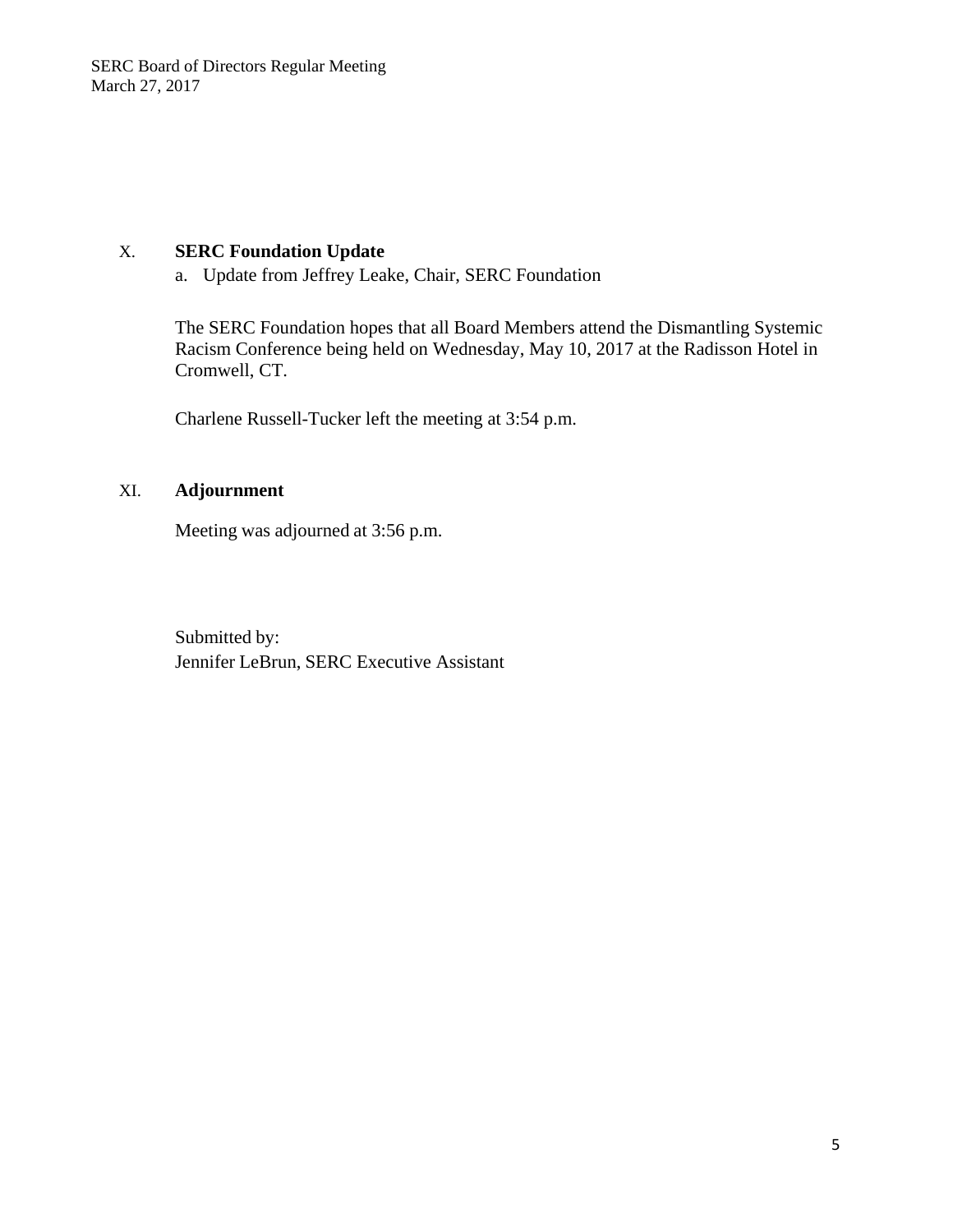## X. SERC Foundation Update

a. Update from Jeffrey Leake, Chair, SERC Foundation

The SERC Foundation hopes that all Board Members attend the Dismantling Systemic Racism Conference being held on Wednesday, May 10, 2017 at the Radisson Hotel in Cromwell, CT.

Charlene Russell-Tucker left the meeting at 3:54 p.m.

## XI. Adjournment

Meeting was adjourned at 3:56 p.m.

Submitted by:
Jennifer LeBrun, SERC Executive Assistant